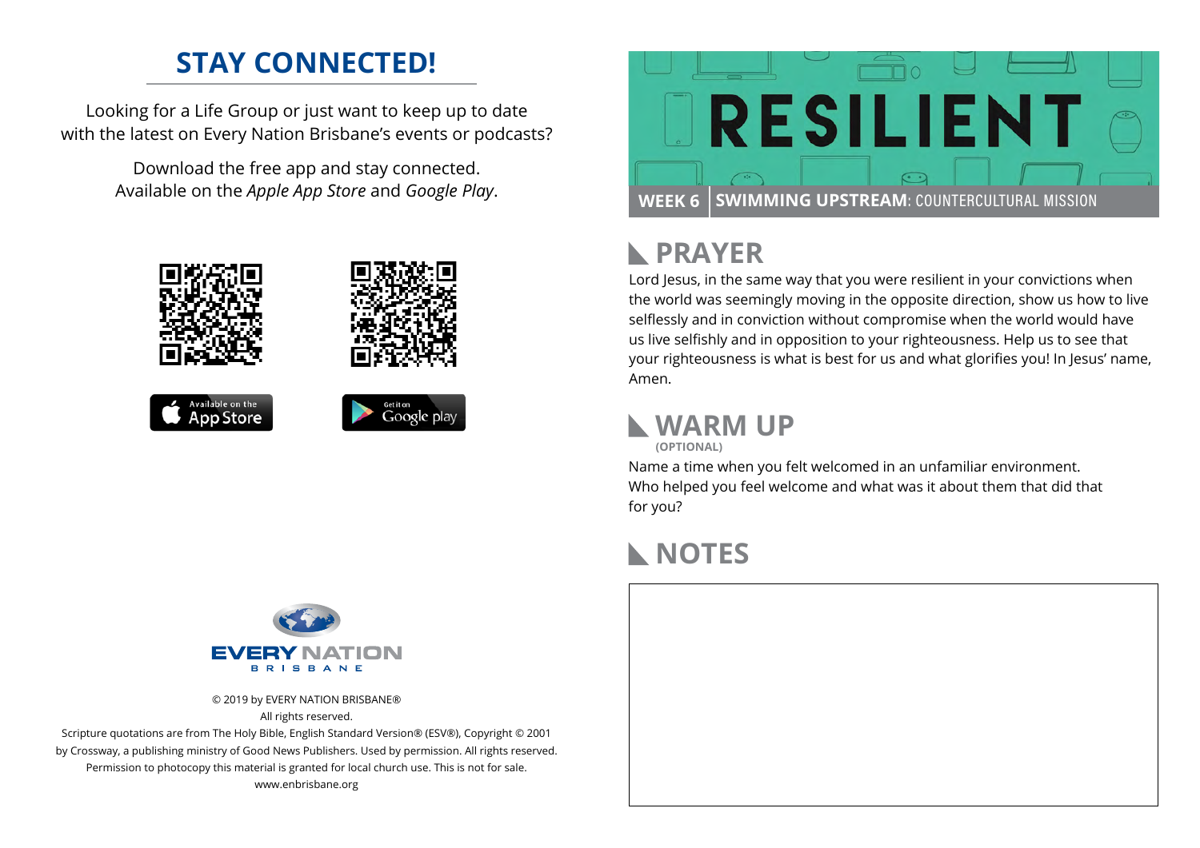# STAY CONNECTED!

Looking for a Life Group or just want to keep up to date with the latest on Every Nation Brisbane's events or podcasts?

Download the free app and stay connected. Available on the *Apple App Store* and *Google Play*.

Available on the App Store

Get it on Google play

EVERY NATION BRISBANE

© 2019 by EVERY NATION BRISBANE®
All rights reserved.
Scripture quotations are from The Holy Bible, English Standard Version® (ESV®), Copyright © 2001 by Crossway, a publishing ministry of Good News Publishers. Used by permission. All rights reserved.
Permission to photocopy this material is granted for local church use. This is not for sale.
www.enbrisbane.org

# RESILIENT

**WEEK 6** | **SWIMMING UPSTREAM**: COUNTERCULTURAL MISSION

## PRAYER

Lord Jesus, in the same way that you were resilient in your convictions when the world was seemingly moving in the opposite direction, show us how to live selflessly and in conviction without compromise when the world would have us live selfishly and in opposition to your righteousness. Help us to see that your righteousness is what is best for us and what glorifies you! In Jesus' name, Amen.

## WARM UP

**(OPTIONAL)**

Name a time when you felt welcomed in an unfamiliar environment. Who helped you feel welcome and what was it about them that did that for you?

## NOTES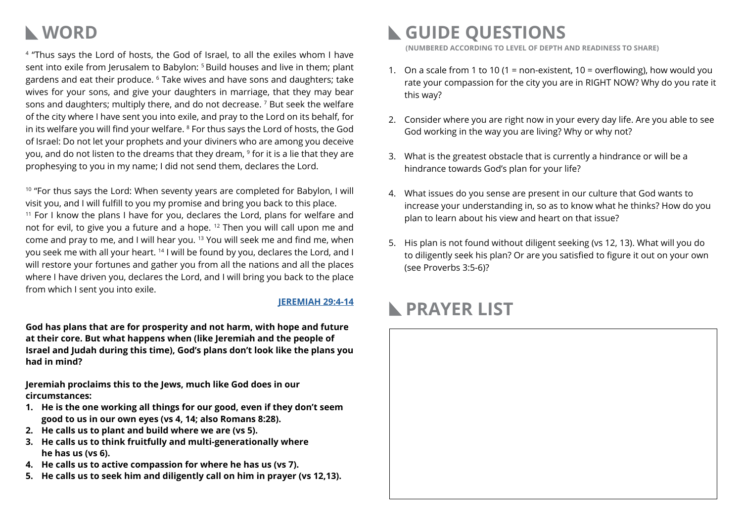## WORD

[4] "Thus says the Lord of hosts, the God of Israel, to all the exiles whom I have sent into exile from Jerusalem to Babylon: [5] Build houses and live in them; plant gardens and eat their produce. [6] Take wives and have sons and daughters; take wives for your sons, and give your daughters in marriage, that they may bear sons and daughters; multiply there, and do not decrease. [7] But seek the welfare of the city where I have sent you into exile, and pray to the Lord on its behalf, for in its welfare you will find your welfare. [8] For thus says the Lord of hosts, the God of Israel: Do not let your prophets and your diviners who are among you deceive you, and do not listen to the dreams that they dream, [9] for it is a lie that they are prophesying to you in my name; I did not send them, declares the Lord.

[10] "For thus says the Lord: When seventy years are completed for Babylon, I will visit you, and I will fulfill to you my promise and bring you back to this place. [11] For I know the plans I have for you, declares the Lord, plans for welfare and not for evil, to give you a future and a hope. [12] Then you will call upon me and come and pray to me, and I will hear you. [13] You will seek me and find me, when you seek me with all your heart. [14] I will be found by you, declares the Lord, and I will restore your fortunes and gather you from all the nations and all the places where I have driven you, declares the Lord, and I will bring you back to the place from which I sent you into exile.

**JEREMIAH 29:4-14**

**God has plans that are for prosperity and not harm, with hope and future at their core. But what happens when (like Jeremiah and the people of Israel and Judah during this time), God's plans don't look like the plans you had in mind?**

**Jeremiah proclaims this to the Jews, much like God does in our circumstances:**

1. **He is the one working all things for our good, even if they don't seem good to us in our own eyes (vs 4, 14; also Romans 8:28).**
2. **He calls us to plant and build where we are (vs 5).**
3. **He calls us to think fruitfully and multi-generationally where he has us (vs 6).**
4. **He calls us to active compassion for where he has us (vs 7).**
5. **He calls us to seek him and diligently call on him in prayer (vs 12,13).**

## GUIDE QUESTIONS

**(NUMBERED ACCORDING TO LEVEL OF DEPTH AND READINESS TO SHARE)**

1. On a scale from 1 to 10 (1 = non-existent, 10 = overflowing), how would you rate your compassion for the city you are in RIGHT NOW? Why do you rate it this way?
2. Consider where you are right now in your every day life. Are you able to see God working in the way you are living? Why or why not?
3. What is the greatest obstacle that is currently a hindrance or will be a hindrance towards God's plan for your life?
4. What issues do you sense are present in our culture that God wants to increase your understanding in, so as to know what he thinks? How do you plan to learn about his view and heart on that issue?
5. His plan is not found without diligent seeking (vs 12, 13). What will you do to diligently seek his plan? Or are you satisfied to figure it out on your own (see Proverbs 3:5-6)?

## PRAYER LIST